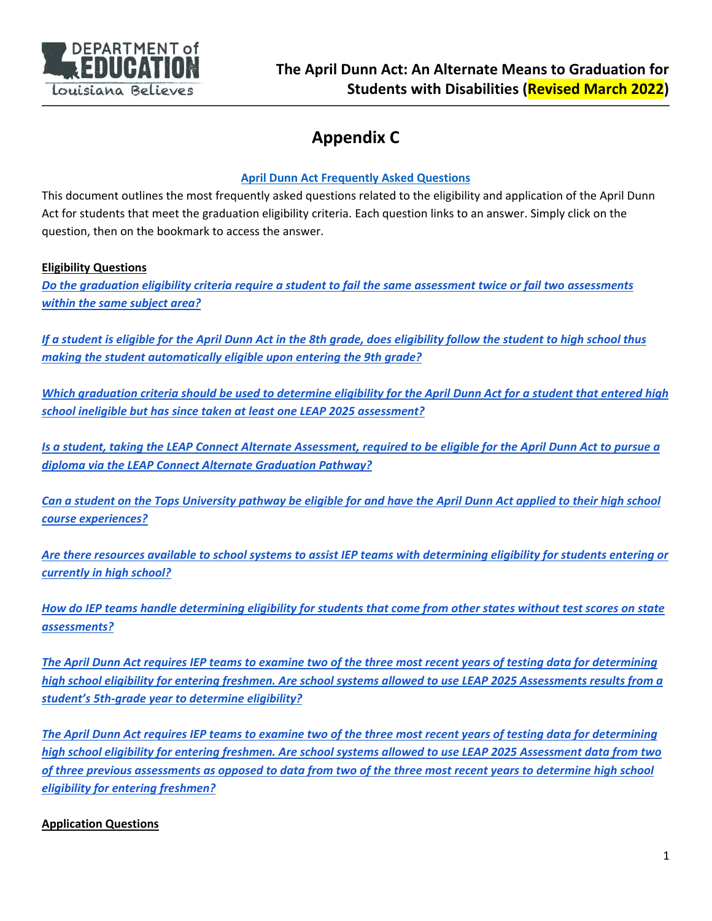# The April Dunn Act: An Alternate Means to Graduation for Students with Disabilities (Revised March 2022)

## Appendix C

**April Dunn Act Frequently Asked Questions**

This document outlines the most frequently asked questions related to the eligibility and application of the April Dunn Act for students that meet the graduation eligibility criteria. Each question links to an answer. Simply click on the question, then on the bookmark to access the answer.

**Eligibility Questions**

***Do the graduation eligibility criteria require a student to fail the same assessment twice or fail two assessments within the same subject area?***

***If a student is eligible for the April Dunn Act in the 8th grade, does eligibility follow the student to high school thus making the student automatically eligible upon entering the 9th grade?***

***Which graduation criteria should be used to determine eligibility for the April Dunn Act for a student that entered high school ineligible but has since taken at least one LEAP 2025 assessment?***

***Is a student, taking the LEAP Connect Alternate Assessment, required to be eligible for the April Dunn Act to pursue a diploma via the LEAP Connect Alternate Graduation Pathway?***

***Can a student on the Tops University pathway be eligible for and have the April Dunn Act applied to their high school course experiences?***

***Are there resources available to school systems to assist IEP teams with determining eligibility for students entering or currently in high school?***

***How do IEP teams handle determining eligibility for students that come from other states without test scores on state assessments?***

***The April Dunn Act requires IEP teams to examine two of the three most recent years of testing data for determining high school eligibility for entering freshmen. Are school systems allowed to use LEAP 2025 Assessments results from a student's 5th-grade year to determine eligibility?***

***The April Dunn Act requires IEP teams to examine two of the three most recent years of testing data for determining high school eligibility for entering freshmen. Are school systems allowed to use LEAP 2025 Assessment data from two of three previous assessments as opposed to data from two of the three most recent years to determine high school eligibility for entering freshmen?***

**Application Questions**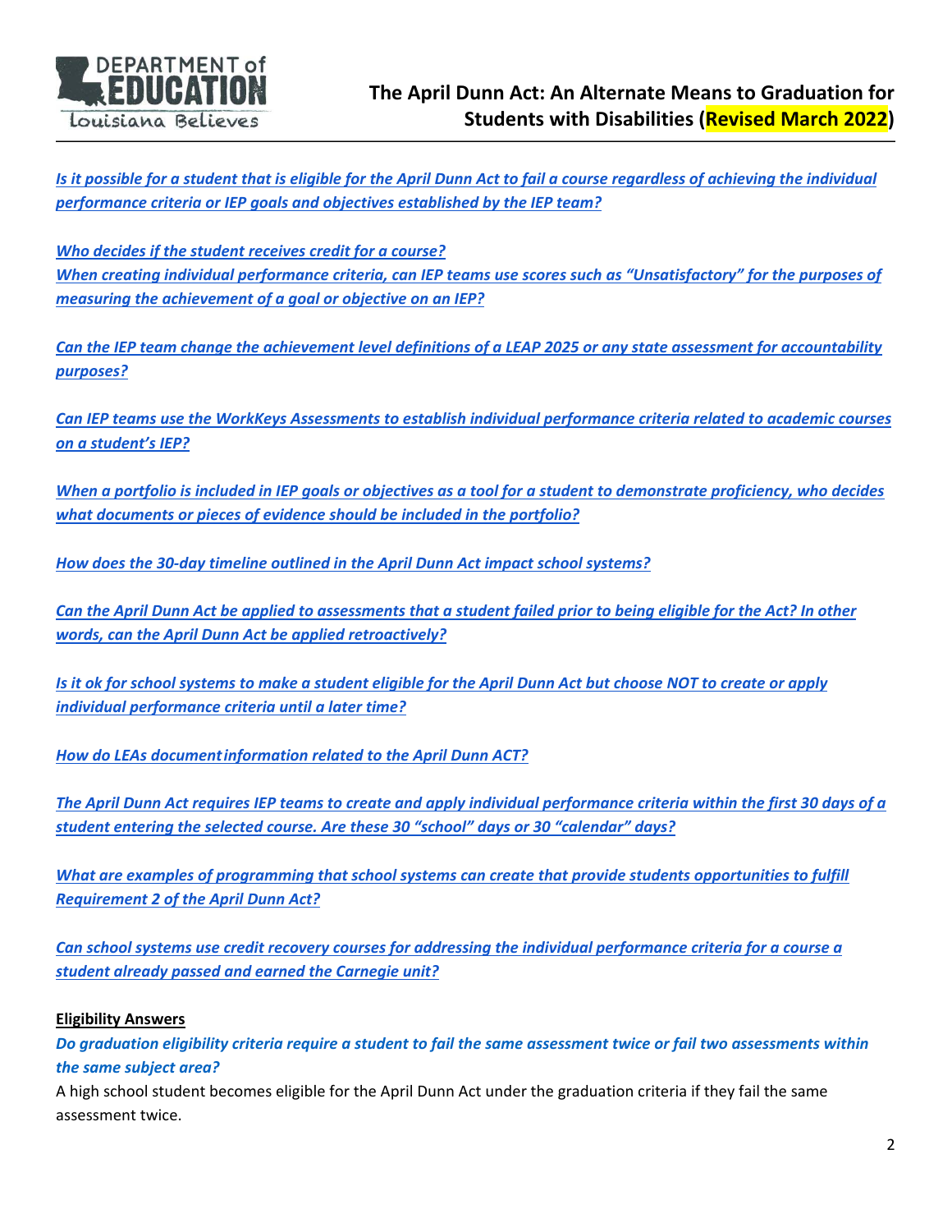*[Is it possible for a student that is eligible for the April Dunn Act to fail a course regardless of achieving the individual performance criteria or IEP goals and objectives established by the IEP team?](#)*

*[Who decides if the student receives credit for a course?](#)*

*[When creating individual performance criteria, can IEP teams use scores such as "Unsatisfactory" for the purposes of measuring the achievement of a goal or objective on an IEP?](#)*

*[Can the IEP team change the achievement level definitions of a LEAP 2025 or any state assessment for accountability purposes?](#)*

*[Can IEP teams use the WorkKeys Assessments to establish individual performance criteria related to academic courses on a student's IEP?](#)*

*[When a portfolio is included in IEP goals or objectives as a tool for a student to demonstrate proficiency, who decides what documents or pieces of evidence should be included in the portfolio?](#)*

*[How does the 30-day timeline outlined in the April Dunn Act impact school systems?](#)*

*[Can the April Dunn Act be applied to assessments that a student failed prior to being eligible for the Act? In other words, can the April Dunn Act be applied retroactively?](#)*

*[Is it ok for school systems to make a student eligible for the April Dunn Act but choose NOT to create or apply individual performance criteria until a later time?](#)*

*[How do LEAs document information related to the April Dunn ACT?](#)*

*[The April Dunn Act requires IEP teams to create and apply individual performance criteria within the first 30 days of a student entering the selected course. Are these 30 "school" days or 30 "calendar" days?](#)*

*[What are examples of programming that school systems can create that provide students opportunities to fulfill Requirement 2 of the April Dunn Act?](#)*

*[Can school systems use credit recovery courses for addressing the individual performance criteria for a course a student already passed and earned the Carnegie unit?](#)*

**Eligibility Answers**

***Do graduation eligibility criteria require a student to fail the same assessment twice or fail two assessments within the same subject area?***

A high school student becomes eligible for the April Dunn Act under the graduation criteria if they fail the same assessment twice.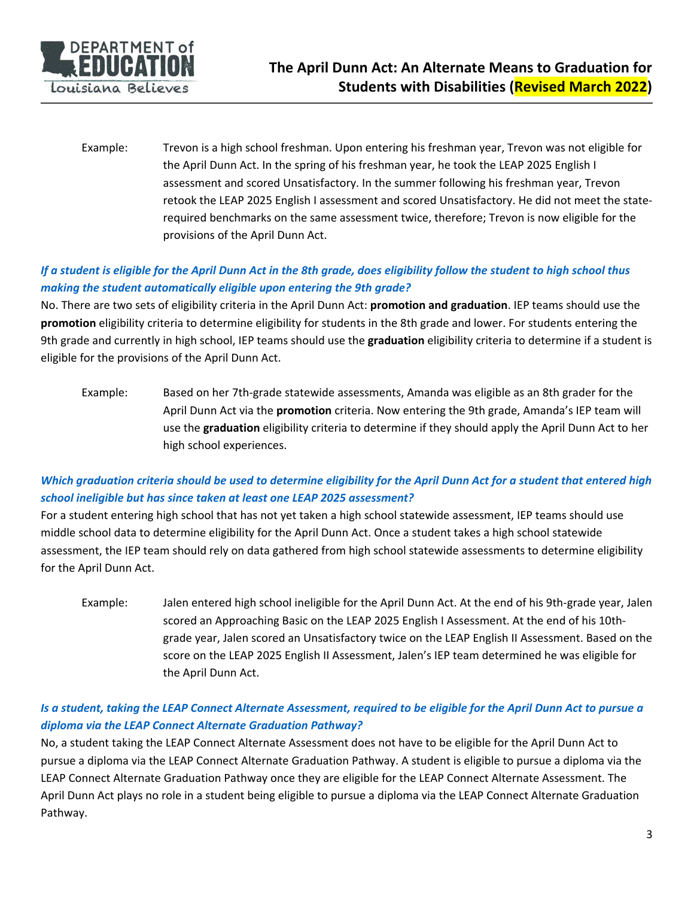Example: Trevon is a high school freshman. Upon entering his freshman year, Trevon was not eligible for the April Dunn Act. In the spring of his freshman year, he took the LEAP 2025 English I assessment and scored Unsatisfactory. In the summer following his freshman year, Trevon retook the LEAP 2025 English I assessment and scored Unsatisfactory. He did not meet the state-required benchmarks on the same assessment twice, therefore; Trevon is now eligible for the provisions of the April Dunn Act.

***If a student is eligible for the April Dunn Act in the 8th grade, does eligibility follow the student to high school thus making the student automatically eligible upon entering the 9th grade?***

No. There are two sets of eligibility criteria in the April Dunn Act: **promotion and graduation**. IEP teams should use the **promotion** eligibility criteria to determine eligibility for students in the 8th grade and lower. For students entering the 9th grade and currently in high school, IEP teams should use the **graduation** eligibility criteria to determine if a student is eligible for the provisions of the April Dunn Act.

Example: Based on her 7th-grade statewide assessments, Amanda was eligible as an 8th grader for the April Dunn Act via the **promotion** criteria. Now entering the 9th grade, Amanda's IEP team will use the **graduation** eligibility criteria to determine if they should apply the April Dunn Act to her high school experiences.

***Which graduation criteria should be used to determine eligibility for the April Dunn Act for a student that entered high school ineligible but has since taken at least one LEAP 2025 assessment?***

For a student entering high school that has not yet taken a high school statewide assessment, IEP teams should use middle school data to determine eligibility for the April Dunn Act. Once a student takes a high school statewide assessment, the IEP team should rely on data gathered from high school statewide assessments to determine eligibility for the April Dunn Act.

Example: Jalen entered high school ineligible for the April Dunn Act. At the end of his 9th-grade year, Jalen scored an Approaching Basic on the LEAP 2025 English I Assessment. At the end of his 10th-grade year, Jalen scored an Unsatisfactory twice on the LEAP English II Assessment. Based on the score on the LEAP 2025 English II Assessment, Jalen's IEP team determined he was eligible for the April Dunn Act.

***Is a student, taking the LEAP Connect Alternate Assessment, required to be eligible for the April Dunn Act to pursue a diploma via the LEAP Connect Alternate Graduation Pathway?***

No, a student taking the LEAP Connect Alternate Assessment does not have to be eligible for the April Dunn Act to pursue a diploma via the LEAP Connect Alternate Graduation Pathway. A student is eligible to pursue a diploma via the LEAP Connect Alternate Graduation Pathway once they are eligible for the LEAP Connect Alternate Assessment. The April Dunn Act plays no role in a student being eligible to pursue a diploma via the LEAP Connect Alternate Graduation Pathway.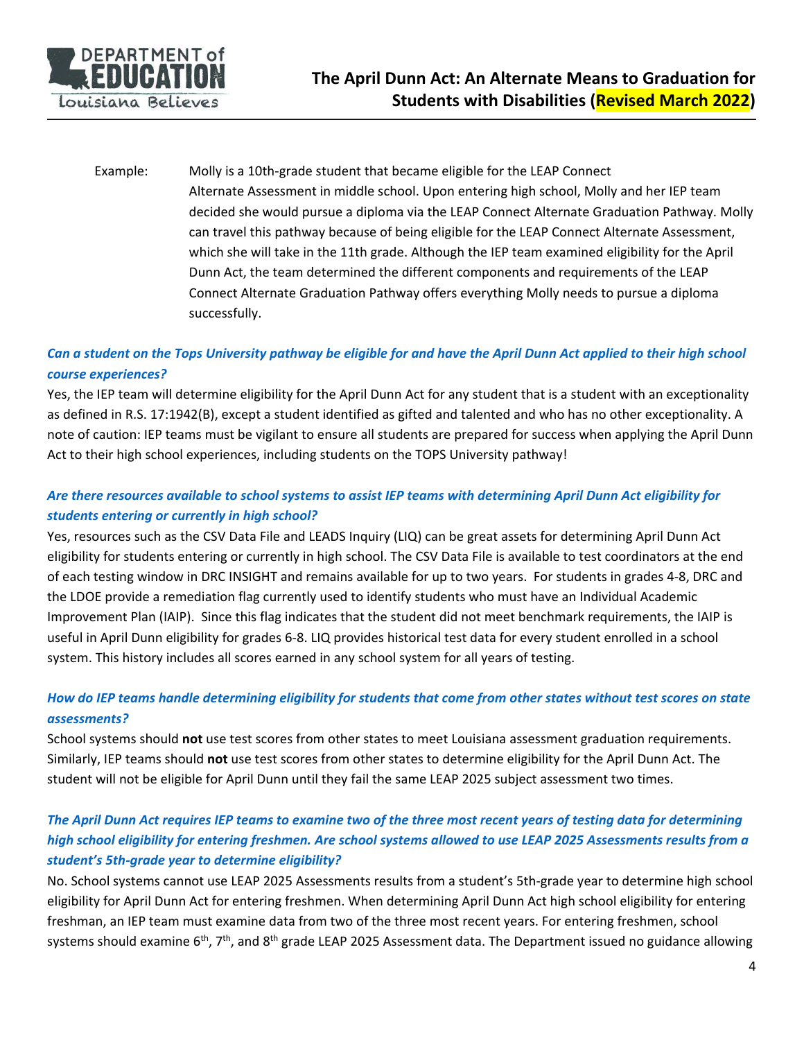Example: Molly is a 10th-grade student that became eligible for the LEAP Connect Alternate Assessment in middle school. Upon entering high school, Molly and her IEP team decided she would pursue a diploma via the LEAP Connect Alternate Graduation Pathway. Molly can travel this pathway because of being eligible for the LEAP Connect Alternate Assessment, which she will take in the 11th grade. Although the IEP team examined eligibility for the April Dunn Act, the team determined the different components and requirements of the LEAP Connect Alternate Graduation Pathway offers everything Molly needs to pursue a diploma successfully.

### *Can a student on the Tops University pathway be eligible for and have the April Dunn Act applied to their high school course experiences?*

Yes, the IEP team will determine eligibility for the April Dunn Act for any student that is a student with an exceptionality as defined in R.S. 17:1942(B), except a student identified as gifted and talented and who has no other exceptionality. A note of caution: IEP teams must be vigilant to ensure all students are prepared for success when applying the April Dunn Act to their high school experiences, including students on the TOPS University pathway!

### *Are there resources available to school systems to assist IEP teams with determining April Dunn Act eligibility for students entering or currently in high school?*

Yes, resources such as the CSV Data File and LEADS Inquiry (LIQ) can be great assets for determining April Dunn Act eligibility for students entering or currently in high school. The CSV Data File is available to test coordinators at the end of each testing window in DRC INSIGHT and remains available for up to two years. For students in grades 4-8, DRC and the LDOE provide a remediation flag currently used to identify students who must have an Individual Academic Improvement Plan (IAIP). Since this flag indicates that the student did not meet benchmark requirements, the IAIP is useful in April Dunn eligibility for grades 6-8. LIQ provides historical test data for every student enrolled in a school system. This history includes all scores earned in any school system for all years of testing.

### *How do IEP teams handle determining eligibility for students that come from other states without test scores on state assessments?*

School systems should **not** use test scores from other states to meet Louisiana assessment graduation requirements. Similarly, IEP teams should **not** use test scores from other states to determine eligibility for the April Dunn Act. The student will not be eligible for April Dunn until they fail the same LEAP 2025 subject assessment two times.

### *The April Dunn Act requires IEP teams to examine two of the three most recent years of testing data for determining high school eligibility for entering freshmen. Are school systems allowed to use LEAP 2025 Assessments results from a student's 5th-grade year to determine eligibility?*

No. School systems cannot use LEAP 2025 Assessments results from a student's 5th-grade year to determine high school eligibility for April Dunn Act for entering freshmen. When determining April Dunn Act high school eligibility for entering freshman, an IEP team must examine data from two of the three most recent years. For entering freshmen, school systems should examine 6th, 7th, and 8th grade LEAP 2025 Assessment data. The Department issued no guidance allowing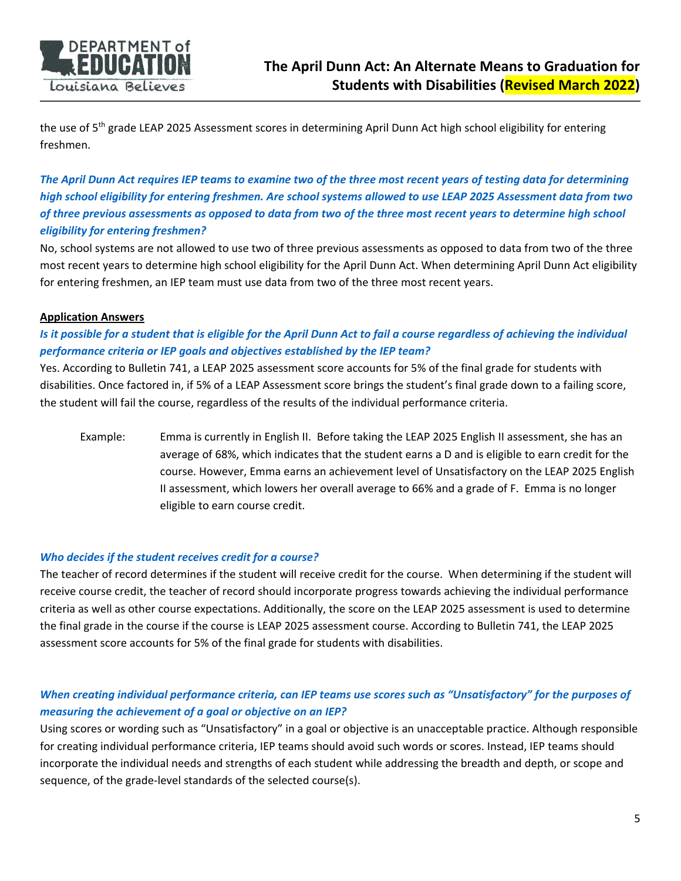the use of 5th grade LEAP 2025 Assessment scores in determining April Dunn Act high school eligibility for entering freshmen.

***The April Dunn Act requires IEP teams to examine two of the three most recent years of testing data for determining high school eligibility for entering freshmen. Are school systems allowed to use LEAP 2025 Assessment data from two of three previous assessments as opposed to data from two of the three most recent years to determine high school eligibility for entering freshmen?***

No, school systems are not allowed to use two of three previous assessments as opposed to data from two of the three most recent years to determine high school eligibility for the April Dunn Act. When determining April Dunn Act eligibility for entering freshmen, an IEP team must use data from two of the three most recent years.

**Application Answers**

***Is it possible for a student that is eligible for the April Dunn Act to fail a course regardless of achieving the individual performance criteria or IEP goals and objectives established by the IEP team?***

Yes. According to Bulletin 741, a LEAP 2025 assessment score accounts for 5% of the final grade for students with disabilities. Once factored in, if 5% of a LEAP Assessment score brings the student's final grade down to a failing score, the student will fail the course, regardless of the results of the individual performance criteria.

> Example: Emma is currently in English II. Before taking the LEAP 2025 English II assessment, she has an average of 68%, which indicates that the student earns a D and is eligible to earn credit for the course. However, Emma earns an achievement level of Unsatisfactory on the LEAP 2025 English II assessment, which lowers her overall average to 66% and a grade of F. Emma is no longer eligible to earn course credit.

***Who decides if the student receives credit for a course?***

The teacher of record determines if the student will receive credit for the course. When determining if the student will receive course credit, the teacher of record should incorporate progress towards achieving the individual performance criteria as well as other course expectations. Additionally, the score on the LEAP 2025 assessment is used to determine the final grade in the course if the course is LEAP 2025 assessment course. According to Bulletin 741, the LEAP 2025 assessment score accounts for 5% of the final grade for students with disabilities.

***When creating individual performance criteria, can IEP teams use scores such as "Unsatisfactory" for the purposes of measuring the achievement of a goal or objective on an IEP?***

Using scores or wording such as "Unsatisfactory" in a goal or objective is an unacceptable practice. Although responsible for creating individual performance criteria, IEP teams should avoid such words or scores. Instead, IEP teams should incorporate the individual needs and strengths of each student while addressing the breadth and depth, or scope and sequence, of the grade-level standards of the selected course(s).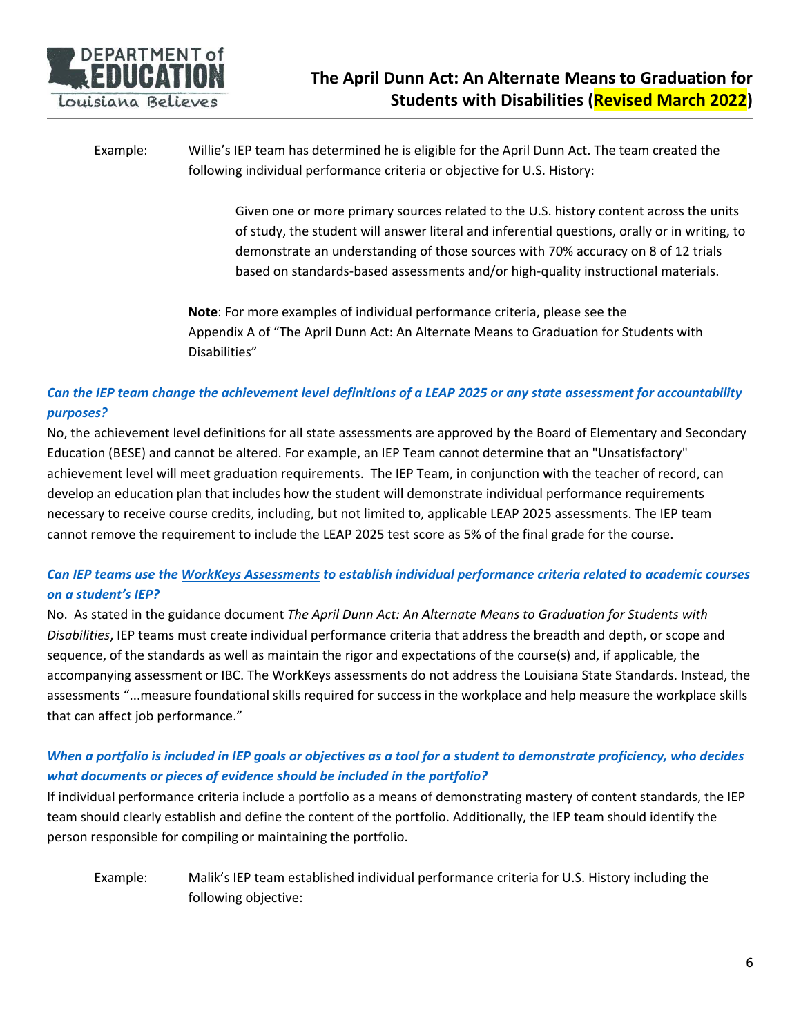Example: Willie's IEP team has determined he is eligible for the April Dunn Act. The team created the following individual performance criteria or objective for U.S. History:

> Given one or more primary sources related to the U.S. history content across the units of study, the student will answer literal and inferential questions, orally or in writing, to demonstrate an understanding of those sources with 70% accuracy on 8 of 12 trials based on standards-based assessments and/or high-quality instructional materials.

**Note**: For more examples of individual performance criteria, please see the Appendix A of "The April Dunn Act: An Alternate Means to Graduation for Students with Disabilities"

### *Can the IEP team change the achievement level definitions of a LEAP 2025 or any state assessment for accountability purposes?*

No, the achievement level definitions for all state assessments are approved by the Board of Elementary and Secondary Education (BESE) and cannot be altered. For example, an IEP Team cannot determine that an "Unsatisfactory" achievement level will meet graduation requirements. The IEP Team, in conjunction with the teacher of record, can develop an education plan that includes how the student will demonstrate individual performance requirements necessary to receive course credits, including, but not limited to, applicable LEAP 2025 assessments. The IEP team cannot remove the requirement to include the LEAP 2025 test score as 5% of the final grade for the course.

### *Can IEP teams use the WorkKeys Assessments to establish individual performance criteria related to academic courses on a student's IEP?*

No. As stated in the guidance document *The April Dunn Act: An Alternate Means to Graduation for Students with Disabilities*, IEP teams must create individual performance criteria that address the breadth and depth, or scope and sequence, of the standards as well as maintain the rigor and expectations of the course(s) and, if applicable, the accompanying assessment or IBC. The WorkKeys assessments do not address the Louisiana State Standards. Instead, the assessments "...measure foundational skills required for success in the workplace and help measure the workplace skills that can affect job performance."

### *When a portfolio is included in IEP goals or objectives as a tool for a student to demonstrate proficiency, who decides what documents or pieces of evidence should be included in the portfolio?*

If individual performance criteria include a portfolio as a means of demonstrating mastery of content standards, the IEP team should clearly establish and define the content of the portfolio. Additionally, the IEP team should identify the person responsible for compiling or maintaining the portfolio.

Example: Malik's IEP team established individual performance criteria for U.S. History including the following objective: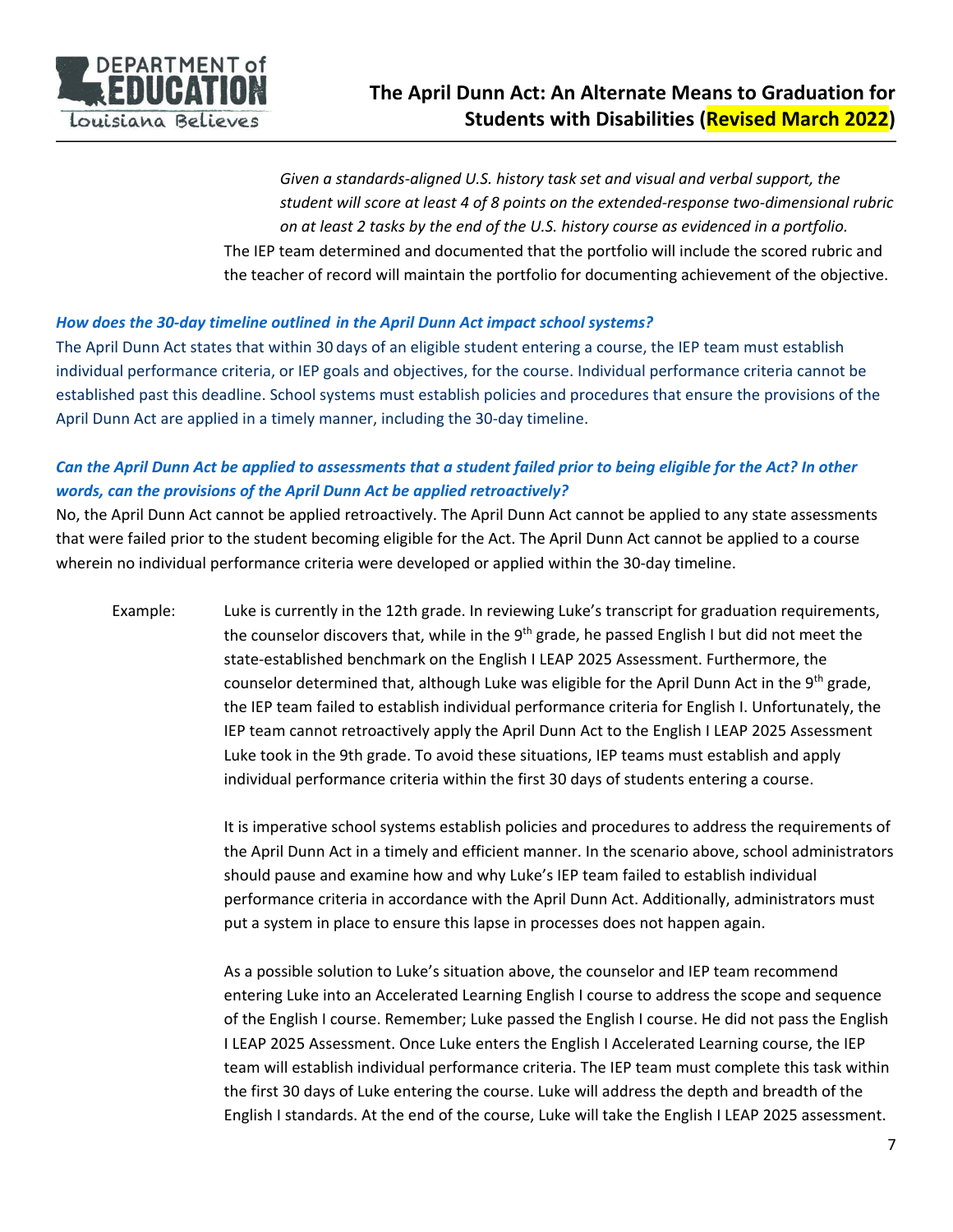*Given a standards-aligned U.S. history task set and visual and verbal support, the student will score at least 4 of 8 points on the extended-response two-dimensional rubric on at least 2 tasks by the end of the U.S. history course as evidenced in a portfolio.*

The IEP team determined and documented that the portfolio will include the scored rubric and the teacher of record will maintain the portfolio for documenting achievement of the objective.

***How does the 30-day timeline outlined in the April Dunn Act impact school systems?***

The April Dunn Act states that within 30 days of an eligible student entering a course, the IEP team must establish individual performance criteria, or IEP goals and objectives, for the course. Individual performance criteria cannot be established past this deadline. School systems must establish policies and procedures that ensure the provisions of the April Dunn Act are applied in a timely manner, including the 30-day timeline.

***Can the April Dunn Act be applied to assessments that a student failed prior to being eligible for the Act? In other words, can the provisions of the April Dunn Act be applied retroactively?***

No, the April Dunn Act cannot be applied retroactively. The April Dunn Act cannot be applied to any state assessments that were failed prior to the student becoming eligible for the Act. The April Dunn Act cannot be applied to a course wherein no individual performance criteria were developed or applied within the 30-day timeline.

Example: Luke is currently in the 12th grade. In reviewing Luke's transcript for graduation requirements, the counselor discovers that, while in the 9th grade, he passed English I but did not meet the state-established benchmark on the English I LEAP 2025 Assessment. Furthermore, the counselor determined that, although Luke was eligible for the April Dunn Act in the 9th grade, the IEP team failed to establish individual performance criteria for English I. Unfortunately, the IEP team cannot retroactively apply the April Dunn Act to the English I LEAP 2025 Assessment Luke took in the 9th grade. To avoid these situations, IEP teams must establish and apply individual performance criteria within the first 30 days of students entering a course.

It is imperative school systems establish policies and procedures to address the requirements of the April Dunn Act in a timely and efficient manner. In the scenario above, school administrators should pause and examine how and why Luke's IEP team failed to establish individual performance criteria in accordance with the April Dunn Act. Additionally, administrators must put a system in place to ensure this lapse in processes does not happen again.

As a possible solution to Luke's situation above, the counselor and IEP team recommend entering Luke into an Accelerated Learning English I course to address the scope and sequence of the English I course. Remember; Luke passed the English I course. He did not pass the English I LEAP 2025 Assessment. Once Luke enters the English I Accelerated Learning course, the IEP team will establish individual performance criteria. The IEP team must complete this task within the first 30 days of Luke entering the course. Luke will address the depth and breadth of the English I standards. At the end of the course, Luke will take the English I LEAP 2025 assessment.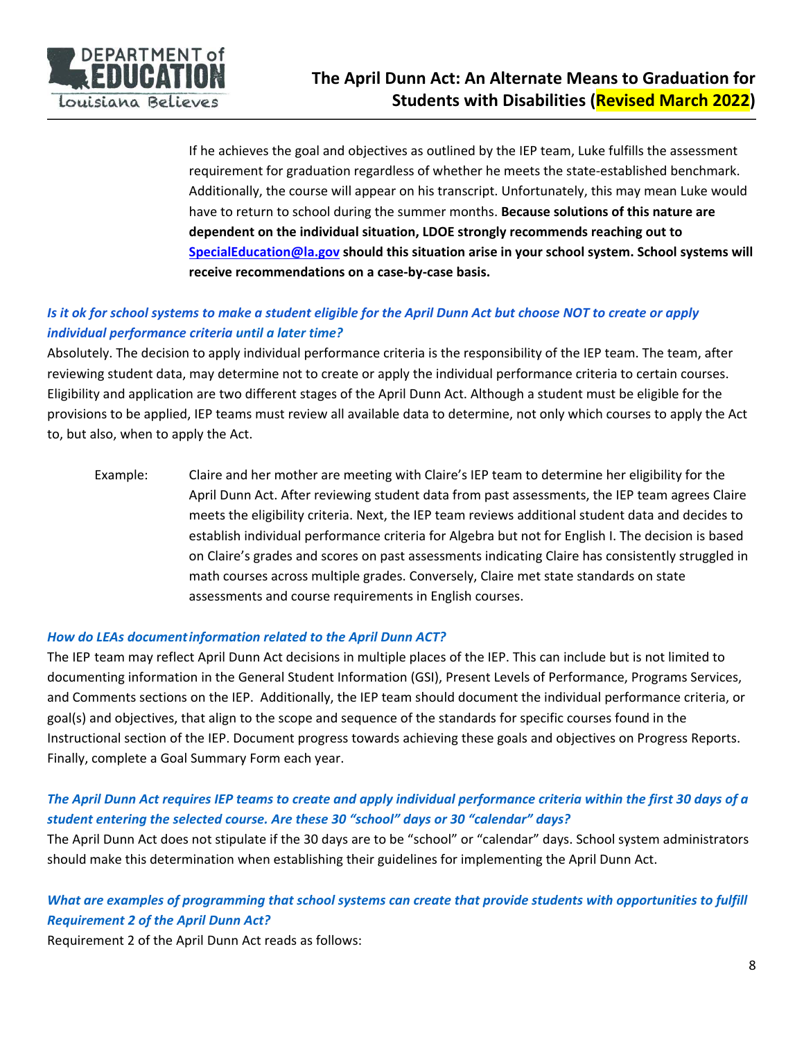If he achieves the goal and objectives as outlined by the IEP team, Luke fulfills the assessment requirement for graduation regardless of whether he meets the state-established benchmark. Additionally, the course will appear on his transcript. Unfortunately, this may mean Luke would have to return to school during the summer months. **Because solutions of this nature are dependent on the individual situation, LDOE strongly recommends reaching out to [SpecialEducation@la.gov](mailto:SpecialEducation@la.gov) should this situation arise in your school system. School systems will receive recommendations on a case-by-case basis.**

***Is it ok for school systems to make a student eligible for the April Dunn Act but choose NOT to create or apply individual performance criteria until a later time?***

Absolutely. The decision to apply individual performance criteria is the responsibility of the IEP team. The team, after reviewing student data, may determine not to create or apply the individual performance criteria to certain courses. Eligibility and application are two different stages of the April Dunn Act. Although a student must be eligible for the provisions to be applied, IEP teams must review all available data to determine, not only which courses to apply the Act to, but also, when to apply the Act.

Example: Claire and her mother are meeting with Claire's IEP team to determine her eligibility for the April Dunn Act. After reviewing student data from past assessments, the IEP team agrees Claire meets the eligibility criteria. Next, the IEP team reviews additional student data and decides to establish individual performance criteria for Algebra but not for English I. The decision is based on Claire's grades and scores on past assessments indicating Claire has consistently struggled in math courses across multiple grades. Conversely, Claire met state standards on state assessments and course requirements in English courses.

***How do LEAs document information related to the April Dunn ACT?***

The IEP team may reflect April Dunn Act decisions in multiple places of the IEP. This can include but is not limited to documenting information in the General Student Information (GSI), Present Levels of Performance, Programs Services, and Comments sections on the IEP. Additionally, the IEP team should document the individual performance criteria, or goal(s) and objectives, that align to the scope and sequence of the standards for specific courses found in the Instructional section of the IEP. Document progress towards achieving these goals and objectives on Progress Reports. Finally, complete a Goal Summary Form each year.

***The April Dunn Act requires IEP teams to create and apply individual performance criteria within the first 30 days of a student entering the selected course. Are these 30 "school" days or 30 "calendar" days?***

The April Dunn Act does not stipulate if the 30 days are to be "school" or "calendar" days. School system administrators should make this determination when establishing their guidelines for implementing the April Dunn Act.

***What are examples of programming that school systems can create that provide students with opportunities to fulfill Requirement 2 of the April Dunn Act?***

Requirement 2 of the April Dunn Act reads as follows: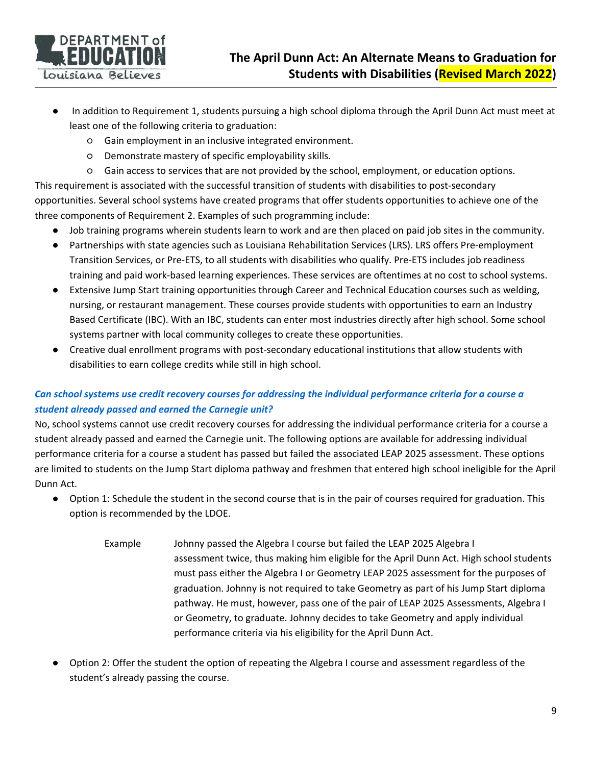- In addition to Requirement 1, students pursuing a high school diploma through the April Dunn Act must meet at least one of the following criteria to graduation:
  - Gain employment in an inclusive integrated environment.
  - Demonstrate mastery of specific employability skills.
  - Gain access to services that are not provided by the school, employment, or education options.

This requirement is associated with the successful transition of students with disabilities to post-secondary opportunities. Several school systems have created programs that offer students opportunities to achieve one of the three components of Requirement 2. Examples of such programming include:

- Job training programs wherein students learn to work and are then placed on paid job sites in the community.
- Partnerships with state agencies such as Louisiana Rehabilitation Services (LRS). LRS offers Pre-employment Transition Services, or Pre-ETS, to all students with disabilities who qualify. Pre-ETS includes job readiness training and paid work-based learning experiences. These services are oftentimes at no cost to school systems.
- Extensive Jump Start training opportunities through Career and Technical Education courses such as welding, nursing, or restaurant management. These courses provide students with opportunities to earn an Industry Based Certificate (IBC). With an IBC, students can enter most industries directly after high school. Some school systems partner with local community colleges to create these opportunities.
- Creative dual enrollment programs with post-secondary educational institutions that allow students with disabilities to earn college credits while still in high school.

***Can school systems use credit recovery courses for addressing the individual performance criteria for a course a student already passed and earned the Carnegie unit?***

No, school systems cannot use credit recovery courses for addressing the individual performance criteria for a course a student already passed and earned the Carnegie unit. The following options are available for addressing individual performance criteria for a course a student has passed but failed the associated LEAP 2025 assessment. These options are limited to students on the Jump Start diploma pathway and freshmen that entered high school ineligible for the April Dunn Act.

- Option 1: Schedule the student in the second course that is in the pair of courses required for graduation. This option is recommended by the LDOE.

  Example: Johnny passed the Algebra I course but failed the LEAP 2025 Algebra I assessment twice, thus making him eligible for the April Dunn Act. High school students must pass either the Algebra I or Geometry LEAP 2025 assessment for the purposes of graduation. Johnny is not required to take Geometry as part of his Jump Start diploma pathway. He must, however, pass one of the pair of LEAP 2025 Assessments, Algebra I or Geometry, to graduate. Johnny decides to take Geometry and apply individual performance criteria via his eligibility for the April Dunn Act.

- Option 2: Offer the student the option of repeating the Algebra I course and assessment regardless of the student's already passing the course.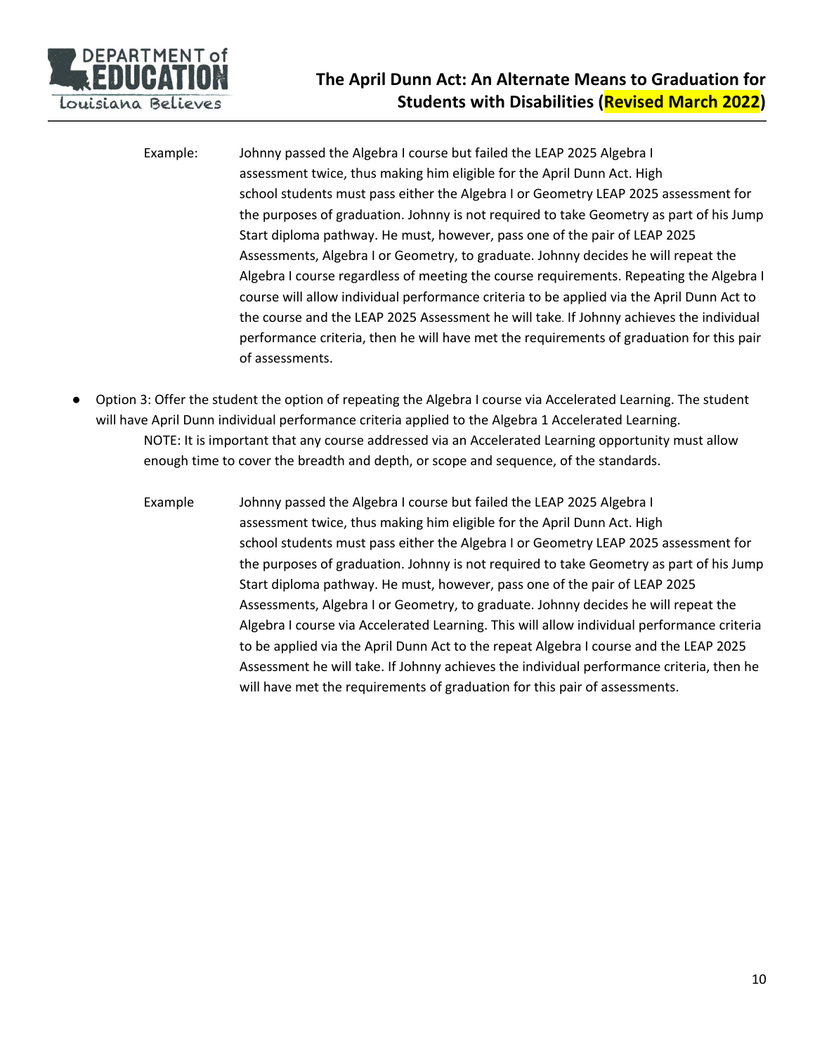Example: Johnny passed the Algebra I course but failed the LEAP 2025 Algebra I assessment twice, thus making him eligible for the April Dunn Act. High school students must pass either the Algebra I or Geometry LEAP 2025 assessment for the purposes of graduation. Johnny is not required to take Geometry as part of his Jump Start diploma pathway. He must, however, pass one of the pair of LEAP 2025 Assessments, Algebra I or Geometry, to graduate. Johnny decides he will repeat the Algebra I course regardless of meeting the course requirements. Repeating the Algebra I course will allow individual performance criteria to be applied via the April Dunn Act to the course and the LEAP 2025 Assessment he will take. If Johnny achieves the individual performance criteria, then he will have met the requirements of graduation for this pair of assessments.

- Option 3: Offer the student the option of repeating the Algebra I course via Accelerated Learning. The student will have April Dunn individual performance criteria applied to the Algebra 1 Accelerated Learning.

  NOTE: It is important that any course addressed via an Accelerated Learning opportunity must allow enough time to cover the breadth and depth, or scope and sequence, of the standards.

  Example Johnny passed the Algebra I course but failed the LEAP 2025 Algebra I assessment twice, thus making him eligible for the April Dunn Act. High school students must pass either the Algebra I or Geometry LEAP 2025 assessment for the purposes of graduation. Johnny is not required to take Geometry as part of his Jump Start diploma pathway. He must, however, pass one of the pair of LEAP 2025 Assessments, Algebra I or Geometry, to graduate. Johnny decides he will repeat the Algebra I course via Accelerated Learning. This will allow individual performance criteria to be applied via the April Dunn Act to the repeat Algebra I course and the LEAP 2025 Assessment he will take. If Johnny achieves the individual performance criteria, then he will have met the requirements of graduation for this pair of assessments.